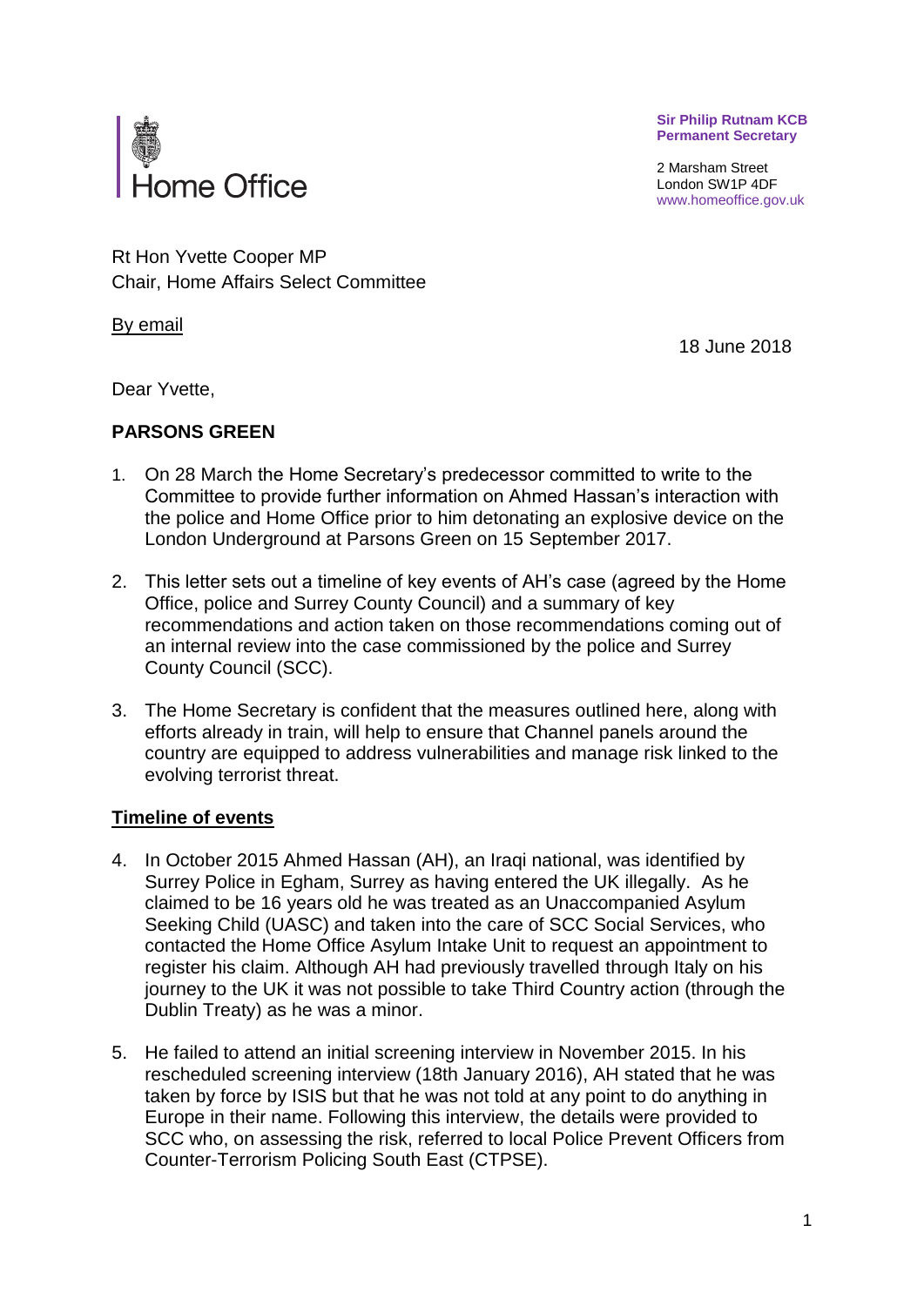Home Office

**Sir Philip Rutnam KCB**
**Permanent Secretary**

2 Marsham Street
London SW1P 4DF
www.homeoffice.gov.uk

Rt Hon Yvette Cooper MP
Chair, Home Affairs Select Committee

By email

18 June 2018

Dear Yvette,

**PARSONS GREEN**

1. On 28 March the Home Secretary's predecessor committed to write to the Committee to provide further information on Ahmed Hassan's interaction with the police and Home Office prior to him detonating an explosive device on the London Underground at Parsons Green on 15 September 2017.

2. This letter sets out a timeline of key events of AH's case (agreed by the Home Office, police and Surrey County Council) and a summary of key recommendations and action taken on those recommendations coming out of an internal review into the case commissioned by the police and Surrey County Council (SCC).

3. The Home Secretary is confident that the measures outlined here, along with efforts already in train, will help to ensure that Channel panels around the country are equipped to address vulnerabilities and manage risk linked to the evolving terrorist threat.

**Timeline of events**

4. In October 2015 Ahmed Hassan (AH), an Iraqi national, was identified by Surrey Police in Egham, Surrey as having entered the UK illegally. As he claimed to be 16 years old he was treated as an Unaccompanied Asylum Seeking Child (UASC) and taken into the care of SCC Social Services, who contacted the Home Office Asylum Intake Unit to request an appointment to register his claim. Although AH had previously travelled through Italy on his journey to the UK it was not possible to take Third Country action (through the Dublin Treaty) as he was a minor.

5. He failed to attend an initial screening interview in November 2015. In his rescheduled screening interview (18th January 2016), AH stated that he was taken by force by ISIS but that he was not told at any point to do anything in Europe in their name. Following this interview, the details were provided to SCC who, on assessing the risk, referred to local Police Prevent Officers from Counter-Terrorism Policing South East (CTPSE).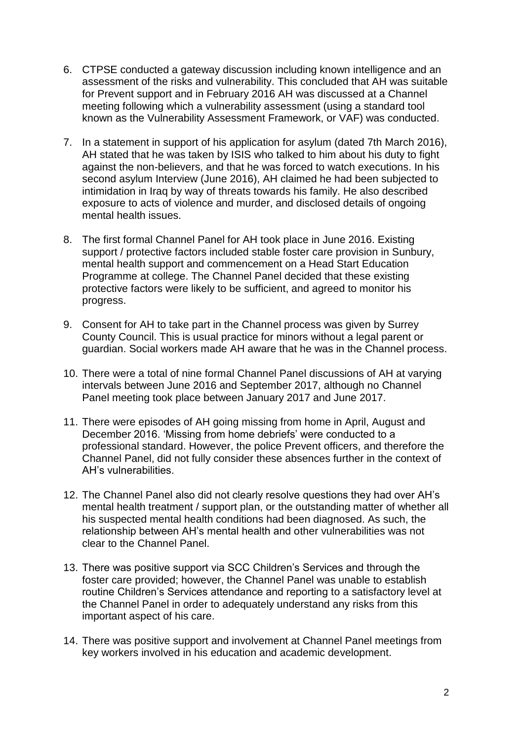6. CTPSE conducted a gateway discussion including known intelligence and an assessment of the risks and vulnerability. This concluded that AH was suitable for Prevent support and in February 2016 AH was discussed at a Channel meeting following which a vulnerability assessment (using a standard tool known as the Vulnerability Assessment Framework, or VAF) was conducted.

7. In a statement in support of his application for asylum (dated 7th March 2016), AH stated that he was taken by ISIS who talked to him about his duty to fight against the non-believers, and that he was forced to watch executions. In his second asylum Interview (June 2016), AH claimed he had been subjected to intimidation in Iraq by way of threats towards his family. He also described exposure to acts of violence and murder, and disclosed details of ongoing mental health issues.

8. The first formal Channel Panel for AH took place in June 2016. Existing support / protective factors included stable foster care provision in Sunbury, mental health support and commencement on a Head Start Education Programme at college. The Channel Panel decided that these existing protective factors were likely to be sufficient, and agreed to monitor his progress.

9. Consent for AH to take part in the Channel process was given by Surrey County Council. This is usual practice for minors without a legal parent or guardian. Social workers made AH aware that he was in the Channel process.

10. There were a total of nine formal Channel Panel discussions of AH at varying intervals between June 2016 and September 2017, although no Channel Panel meeting took place between January 2017 and June 2017.

11. There were episodes of AH going missing from home in April, August and December 2016. 'Missing from home debriefs' were conducted to a professional standard. However, the police Prevent officers, and therefore the Channel Panel, did not fully consider these absences further in the context of AH's vulnerabilities.

12. The Channel Panel also did not clearly resolve questions they had over AH's mental health treatment / support plan, or the outstanding matter of whether all his suspected mental health conditions had been diagnosed. As such, the relationship between AH's mental health and other vulnerabilities was not clear to the Channel Panel.

13. There was positive support via SCC Children's Services and through the foster care provided; however, the Channel Panel was unable to establish routine Children's Services attendance and reporting to a satisfactory level at the Channel Panel in order to adequately understand any risks from this important aspect of his care.

14. There was positive support and involvement at Channel Panel meetings from key workers involved in his education and academic development.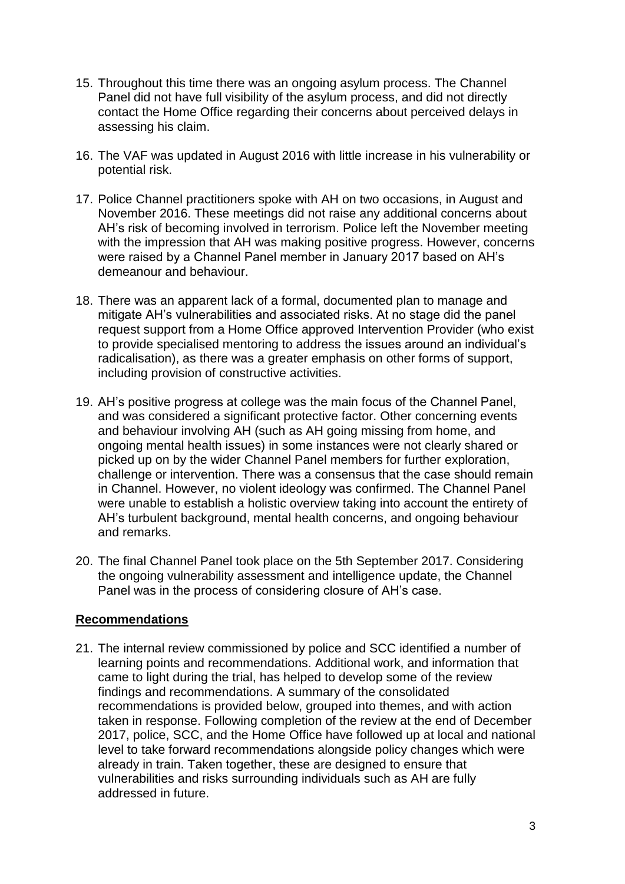15. Throughout this time there was an ongoing asylum process. The Channel Panel did not have full visibility of the asylum process, and did not directly contact the Home Office regarding their concerns about perceived delays in assessing his claim.

16. The VAF was updated in August 2016 with little increase in his vulnerability or potential risk.

17. Police Channel practitioners spoke with AH on two occasions, in August and November 2016. These meetings did not raise any additional concerns about AH's risk of becoming involved in terrorism. Police left the November meeting with the impression that AH was making positive progress. However, concerns were raised by a Channel Panel member in January 2017 based on AH's demeanour and behaviour.

18. There was an apparent lack of a formal, documented plan to manage and mitigate AH's vulnerabilities and associated risks. At no stage did the panel request support from a Home Office approved Intervention Provider (who exist to provide specialised mentoring to address the issues around an individual's radicalisation), as there was a greater emphasis on other forms of support, including provision of constructive activities.

19. AH's positive progress at college was the main focus of the Channel Panel, and was considered a significant protective factor. Other concerning events and behaviour involving AH (such as AH going missing from home, and ongoing mental health issues) in some instances were not clearly shared or picked up on by the wider Channel Panel members for further exploration, challenge or intervention. There was a consensus that the case should remain in Channel. However, no violent ideology was confirmed. The Channel Panel were unable to establish a holistic overview taking into account the entirety of AH's turbulent background, mental health concerns, and ongoing behaviour and remarks.

20. The final Channel Panel took place on the 5th September 2017. Considering the ongoing vulnerability assessment and intelligence update, the Channel Panel was in the process of considering closure of AH's case.

## Recommendations

21. The internal review commissioned by police and SCC identified a number of learning points and recommendations. Additional work, and information that came to light during the trial, has helped to develop some of the review findings and recommendations. A summary of the consolidated recommendations is provided below, grouped into themes, and with action taken in response. Following completion of the review at the end of December 2017, police, SCC, and the Home Office have followed up at local and national level to take forward recommendations alongside policy changes which were already in train. Taken together, these are designed to ensure that vulnerabilities and risks surrounding individuals such as AH are fully addressed in future.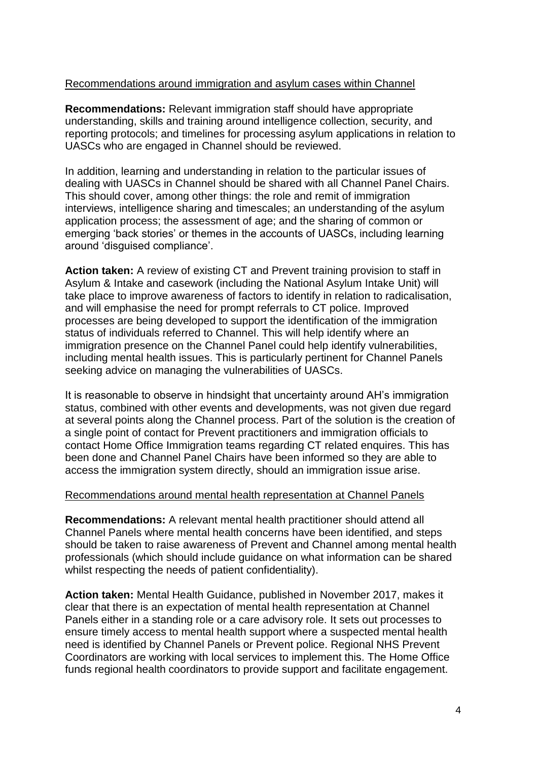<u>Recommendations around immigration and asylum cases within Channel</u>

**Recommendations:** Relevant immigration staff should have appropriate understanding, skills and training around intelligence collection, security, and reporting protocols; and timelines for processing asylum applications in relation to UASCs who are engaged in Channel should be reviewed.

In addition, learning and understanding in relation to the particular issues of dealing with UASCs in Channel should be shared with all Channel Panel Chairs. This should cover, among other things: the role and remit of immigration interviews, intelligence sharing and timescales; an understanding of the asylum application process; the assessment of age; and the sharing of common or emerging 'back stories' or themes in the accounts of UASCs, including learning around 'disguised compliance'.

**Action taken:** A review of existing CT and Prevent training provision to staff in Asylum & Intake and casework (including the National Asylum Intake Unit) will take place to improve awareness of factors to identify in relation to radicalisation, and will emphasise the need for prompt referrals to CT police. Improved processes are being developed to support the identification of the immigration status of individuals referred to Channel. This will help identify where an immigration presence on the Channel Panel could help identify vulnerabilities, including mental health issues. This is particularly pertinent for Channel Panels seeking advice on managing the vulnerabilities of UASCs.

It is reasonable to observe in hindsight that uncertainty around AH's immigration status, combined with other events and developments, was not given due regard at several points along the Channel process. Part of the solution is the creation of a single point of contact for Prevent practitioners and immigration officials to contact Home Office Immigration teams regarding CT related enquires. This has been done and Channel Panel Chairs have been informed so they are able to access the immigration system directly, should an immigration issue arise.

<u>Recommendations around mental health representation at Channel Panels</u>

**Recommendations:** A relevant mental health practitioner should attend all Channel Panels where mental health concerns have been identified, and steps should be taken to raise awareness of Prevent and Channel among mental health professionals (which should include guidance on what information can be shared whilst respecting the needs of patient confidentiality).

**Action taken:** Mental Health Guidance, published in November 2017, makes it clear that there is an expectation of mental health representation at Channel Panels either in a standing role or a care advisory role. It sets out processes to ensure timely access to mental health support where a suspected mental health need is identified by Channel Panels or Prevent police. Regional NHS Prevent Coordinators are working with local services to implement this. The Home Office funds regional health coordinators to provide support and facilitate engagement.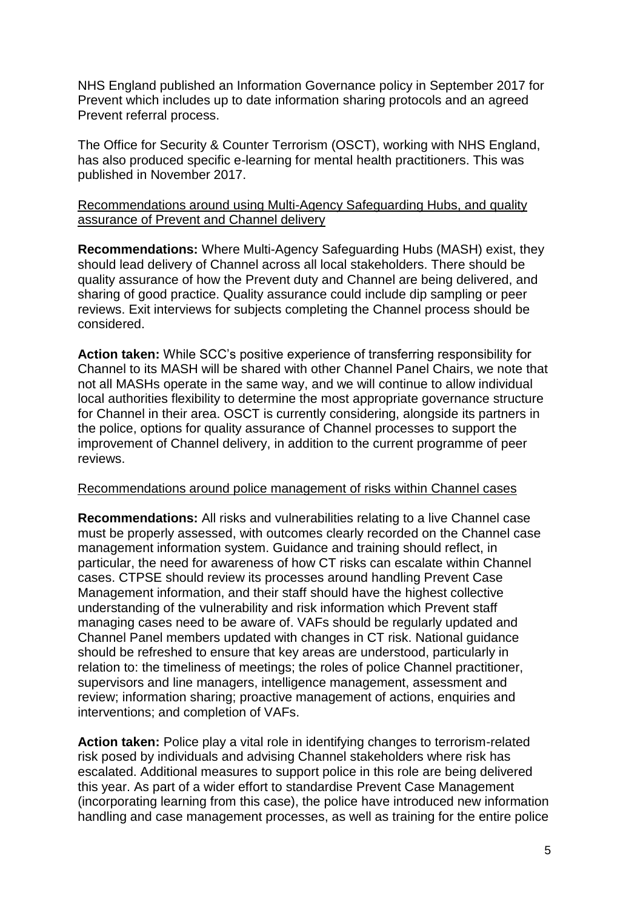NHS England published an Information Governance policy in September 2017 for Prevent which includes up to date information sharing protocols and an agreed Prevent referral process.

The Office for Security & Counter Terrorism (OSCT), working with NHS England, has also produced specific e-learning for mental health practitioners. This was published in November 2017.

<u>Recommendations around using Multi-Agency Safeguarding Hubs, and quality assurance of Prevent and Channel delivery</u>

**Recommendations:** Where Multi-Agency Safeguarding Hubs (MASH) exist, they should lead delivery of Channel across all local stakeholders. There should be quality assurance of how the Prevent duty and Channel are being delivered, and sharing of good practice. Quality assurance could include dip sampling or peer reviews. Exit interviews for subjects completing the Channel process should be considered.

**Action taken:** While SCC's positive experience of transferring responsibility for Channel to its MASH will be shared with other Channel Panel Chairs, we note that not all MASHs operate in the same way, and we will continue to allow individual local authorities flexibility to determine the most appropriate governance structure for Channel in their area. OSCT is currently considering, alongside its partners in the police, options for quality assurance of Channel processes to support the improvement of Channel delivery, in addition to the current programme of peer reviews.

<u>Recommendations around police management of risks within Channel cases</u>

**Recommendations:** All risks and vulnerabilities relating to a live Channel case must be properly assessed, with outcomes clearly recorded on the Channel case management information system. Guidance and training should reflect, in particular, the need for awareness of how CT risks can escalate within Channel cases. CTPSE should review its processes around handling Prevent Case Management information, and their staff should have the highest collective understanding of the vulnerability and risk information which Prevent staff managing cases need to be aware of. VAFs should be regularly updated and Channel Panel members updated with changes in CT risk. National guidance should be refreshed to ensure that key areas are understood, particularly in relation to: the timeliness of meetings; the roles of police Channel practitioner, supervisors and line managers, intelligence management, assessment and review; information sharing; proactive management of actions, enquiries and interventions; and completion of VAFs.

**Action taken:** Police play a vital role in identifying changes to terrorism-related risk posed by individuals and advising Channel stakeholders where risk has escalated. Additional measures to support police in this role are being delivered this year. As part of a wider effort to standardise Prevent Case Management (incorporating learning from this case), the police have introduced new information handling and case management processes, as well as training for the entire police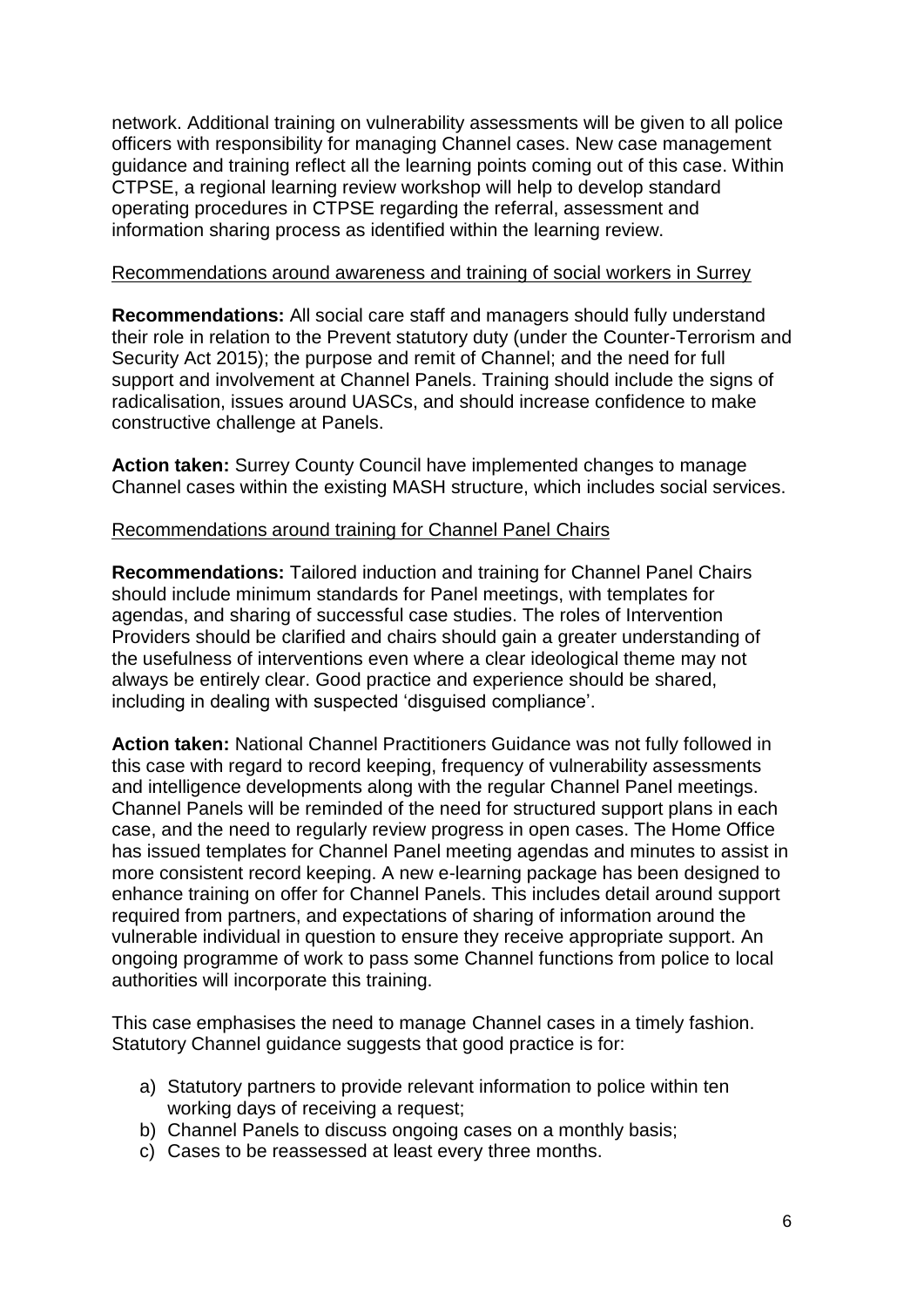network. Additional training on vulnerability assessments will be given to all police officers with responsibility for managing Channel cases. New case management guidance and training reflect all the learning points coming out of this case. Within CTPSE, a regional learning review workshop will help to develop standard operating procedures in CTPSE regarding the referral, assessment and information sharing process as identified within the learning review.

<u>Recommendations around awareness and training of social workers in Surrey</u>

**Recommendations:** All social care staff and managers should fully understand their role in relation to the Prevent statutory duty (under the Counter-Terrorism and Security Act 2015); the purpose and remit of Channel; and the need for full support and involvement at Channel Panels. Training should include the signs of radicalisation, issues around UASCs, and should increase confidence to make constructive challenge at Panels.

**Action taken:** Surrey County Council have implemented changes to manage Channel cases within the existing MASH structure, which includes social services.

<u>Recommendations around training for Channel Panel Chairs</u>

**Recommendations:** Tailored induction and training for Channel Panel Chairs should include minimum standards for Panel meetings, with templates for agendas, and sharing of successful case studies. The roles of Intervention Providers should be clarified and chairs should gain a greater understanding of the usefulness of interventions even where a clear ideological theme may not always be entirely clear. Good practice and experience should be shared, including in dealing with suspected 'disguised compliance'.

**Action taken:** National Channel Practitioners Guidance was not fully followed in this case with regard to record keeping, frequency of vulnerability assessments and intelligence developments along with the regular Channel Panel meetings. Channel Panels will be reminded of the need for structured support plans in each case, and the need to regularly review progress in open cases. The Home Office has issued templates for Channel Panel meeting agendas and minutes to assist in more consistent record keeping. A new e-learning package has been designed to enhance training on offer for Channel Panels. This includes detail around support required from partners, and expectations of sharing of information around the vulnerable individual in question to ensure they receive appropriate support. An ongoing programme of work to pass some Channel functions from police to local authorities will incorporate this training.

This case emphasises the need to manage Channel cases in a timely fashion. Statutory Channel guidance suggests that good practice is for:

a) Statutory partners to provide relevant information to police within ten working days of receiving a request;
b) Channel Panels to discuss ongoing cases on a monthly basis;
c) Cases to be reassessed at least every three months.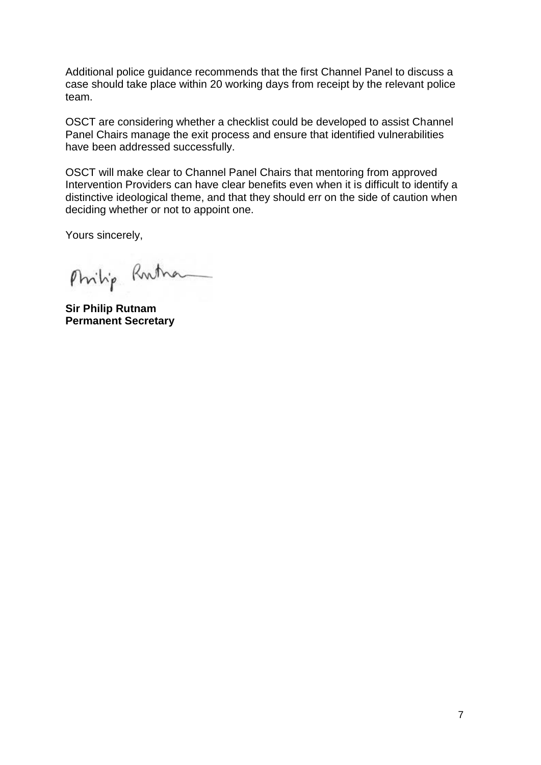Additional police guidance recommends that the first Channel Panel to discuss a case should take place within 20 working days from receipt by the relevant police team.

OSCT are considering whether a checklist could be developed to assist Channel Panel Chairs manage the exit process and ensure that identified vulnerabilities have been addressed successfully.

OSCT will make clear to Channel Panel Chairs that mentoring from approved Intervention Providers can have clear benefits even when it is difficult to identify a distinctive ideological theme, and that they should err on the side of caution when deciding whether or not to appoint one.

Yours sincerely,

Philip Rutnam

**Sir Philip Rutnam**
**Permanent Secretary**